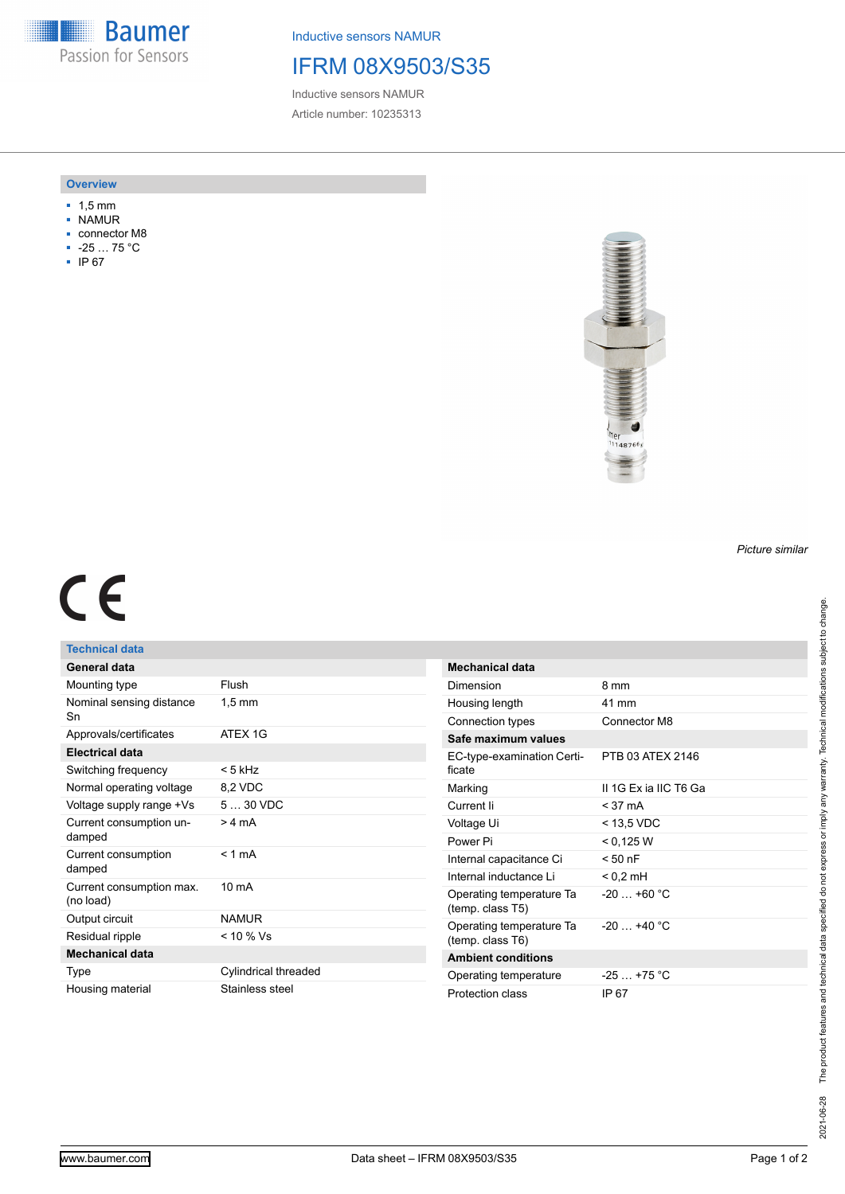Inductive sensors NAMUR

# IFRM 08X9503/S35

Inductive sensors NAMUR

Article number: 10235313

## Overview

- 1,5 mm
- NAMUR
- connector M8
- -25 … 75 °C
- IP 67

*Picture similar*

## Technical data

| General data | |
|---|---|
| Mounting type | Flush |
| Nominal sensing distance Sn | 1,5 mm |
| Approvals/certificates | ATEX 1G |
| **Electrical data** | |
| Switching frequency | < 5 kHz |
| Normal operating voltage | 8,2 VDC |
| Voltage supply range +Vs | 5 … 30 VDC |
| Current consumption undamped | > 4 mA |
| Current consumption damped | < 1 mA |
| Current consumption max. (no load) | 10 mA |
| Output circuit | NAMUR |
| Residual ripple | < 10 % Vs |
| **Mechanical data** | |
| Type | Cylindrical threaded |
| Housing material | Stainless steel |

| Mechanical data | |
|---|---|
| Dimension | 8 mm |
| Housing length | 41 mm |
| Connection types | Connector M8 |
| **Safe maximum values** | |
| EC-type-examination Certificate | PTB 03 ATEX 2146 |
| Marking | II 1G Ex ia IIC T6 Ga |
| Current Ii | < 37 mA |
| Voltage Ui | < 13,5 VDC |
| Power Pi | < 0,125 W |
| Internal capacitance Ci | < 50 nF |
| Internal inductance Li | < 0,2 mH |
| Operating temperature Ta (temp. class T5) | -20 … +60 °C |
| Operating temperature Ta (temp. class T6) | -20 … +40 °C |
| **Ambient conditions** | |
| Operating temperature | -25 … +75 °C |
| Protection class | IP 67 |

2021-06-28 The product features and technical data specified do not express or imply any warranty. Technical modifications subject to change.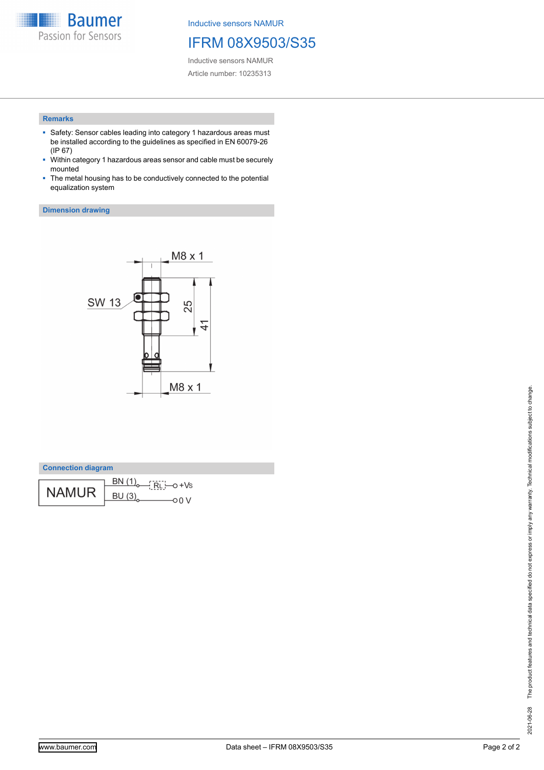Inductive sensors NAMUR

# IFRM 08X9503/S35

Inductive sensors NAMUR

Article number: 10235313

## Remarks

- Safety: Sensor cables leading into category 1 hazardous areas must be installed according to the guidelines as specified in EN 60079-26 (IP 67)
- Within category 1 hazardous areas sensor and cable must be securely mounted
- The metal housing has to be conductively connected to the potential equalization system

## Dimension drawing

M8 x 1

SW 13

25

41

M8 x 1

## Connection diagram

NAMUR

BN (1) — $R_L$ — +Vs

BU (3) — 0 V

The product features and technical data specified do not express or imply any warranty. Technical modifications subject to change.

2021-06-28